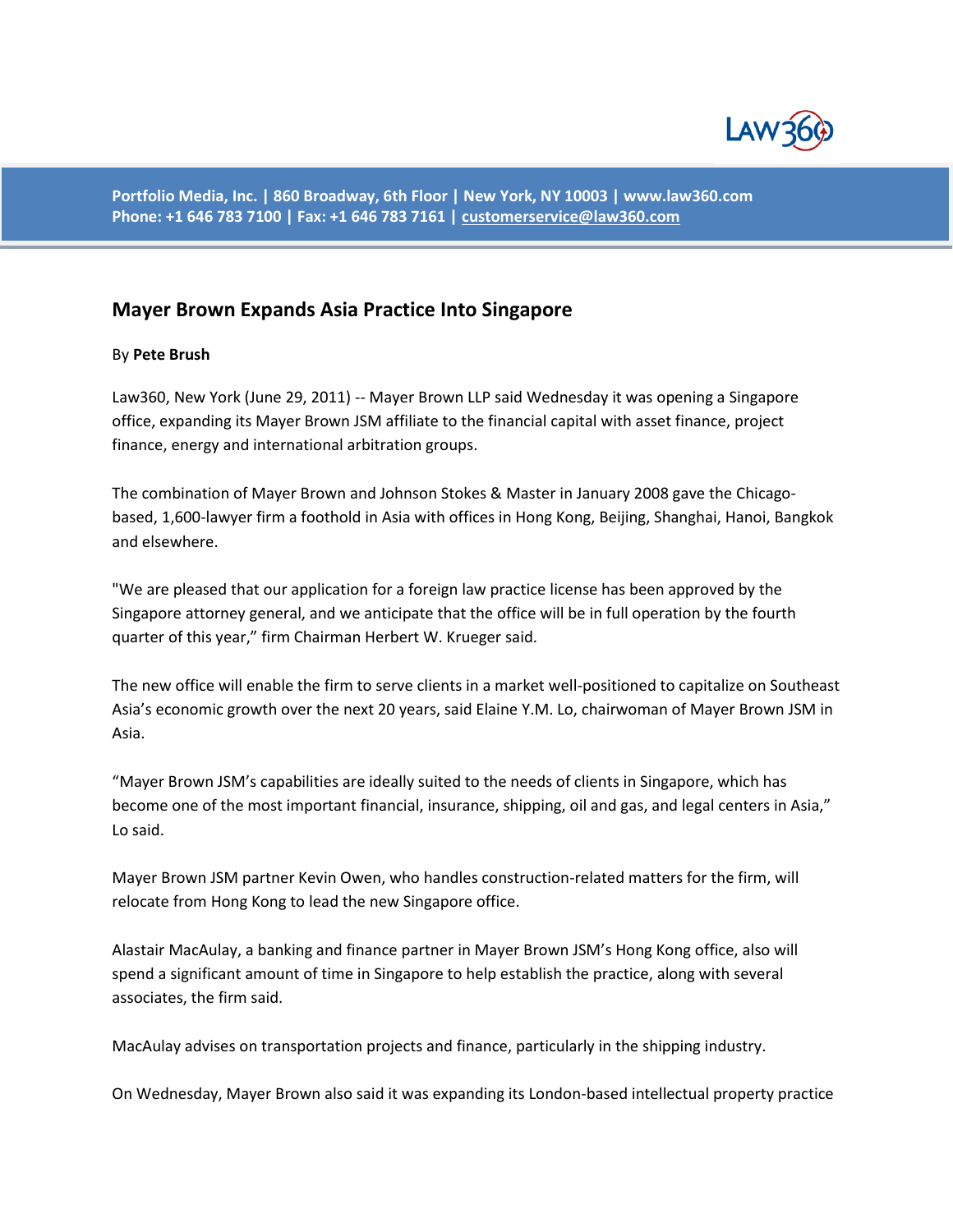Portfolio Media, Inc. | 860 Broadway, 6th Floor | New York, NY 10003 | www.law360.com
Phone: +1 646 783 7100 | Fax: +1 646 783 7161 | customerservice@law360.com

## Mayer Brown Expands Asia Practice Into Singapore

By **Pete Brush**

Law360, New York (June 29, 2011) -- Mayer Brown LLP said Wednesday it was opening a Singapore office, expanding its Mayer Brown JSM affiliate to the financial capital with asset finance, project finance, energy and international arbitration groups.

The combination of Mayer Brown and Johnson Stokes & Master in January 2008 gave the Chicago-based, 1,600-lawyer firm a foothold in Asia with offices in Hong Kong, Beijing, Shanghai, Hanoi, Bangkok and elsewhere.

"We are pleased that our application for a foreign law practice license has been approved by the Singapore attorney general, and we anticipate that the office will be in full operation by the fourth quarter of this year," firm Chairman Herbert W. Krueger said.

The new office will enable the firm to serve clients in a market well-positioned to capitalize on Southeast Asia's economic growth over the next 20 years, said Elaine Y.M. Lo, chairwoman of Mayer Brown JSM in Asia.

"Mayer Brown JSM's capabilities are ideally suited to the needs of clients in Singapore, which has become one of the most important financial, insurance, shipping, oil and gas, and legal centers in Asia," Lo said.

Mayer Brown JSM partner Kevin Owen, who handles construction-related matters for the firm, will relocate from Hong Kong to lead the new Singapore office.

Alastair MacAulay, a banking and finance partner in Mayer Brown JSM's Hong Kong office, also will spend a significant amount of time in Singapore to help establish the practice, along with several associates, the firm said.

MacAulay advises on transportation projects and finance, particularly in the shipping industry.

On Wednesday, Mayer Brown also said it was expanding its London-based intellectual property practice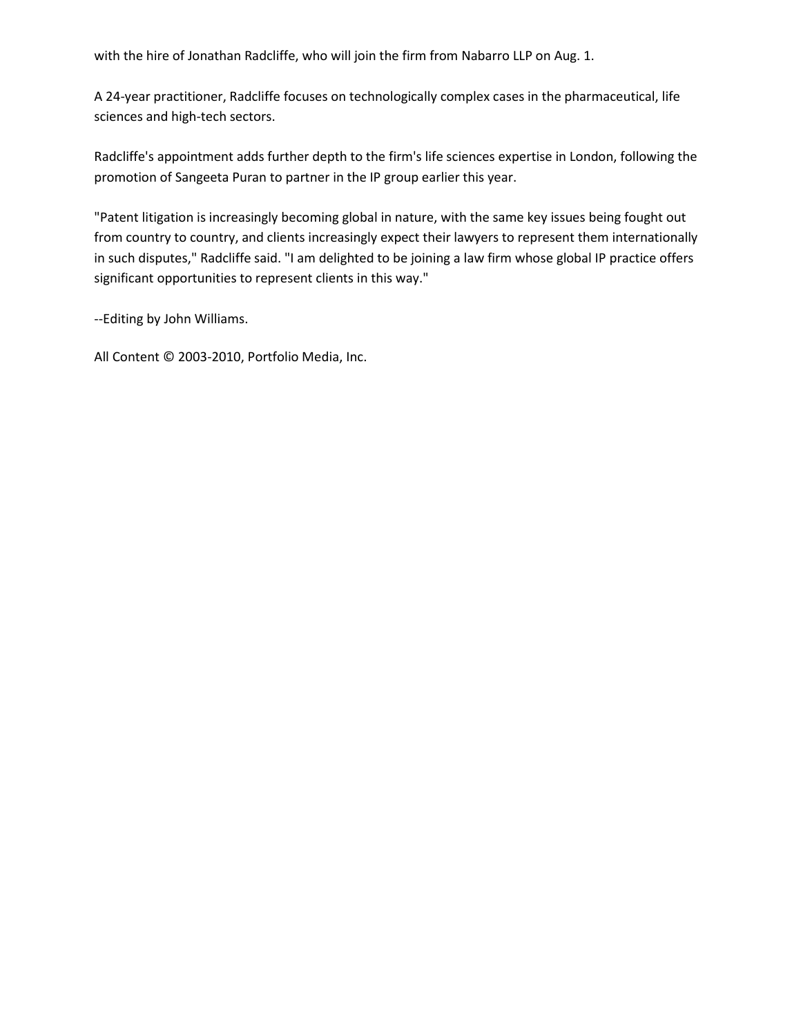with the hire of Jonathan Radcliffe, who will join the firm from Nabarro LLP on Aug. 1.

A 24-year practitioner, Radcliffe focuses on technologically complex cases in the pharmaceutical, life sciences and high-tech sectors.

Radcliffe's appointment adds further depth to the firm's life sciences expertise in London, following the promotion of Sangeeta Puran to partner in the IP group earlier this year.

"Patent litigation is increasingly becoming global in nature, with the same key issues being fought out from country to country, and clients increasingly expect their lawyers to represent them internationally in such disputes," Radcliffe said. "I am delighted to be joining a law firm whose global IP practice offers significant opportunities to represent clients in this way."

--Editing by John Williams.

All Content © 2003-2010, Portfolio Media, Inc.